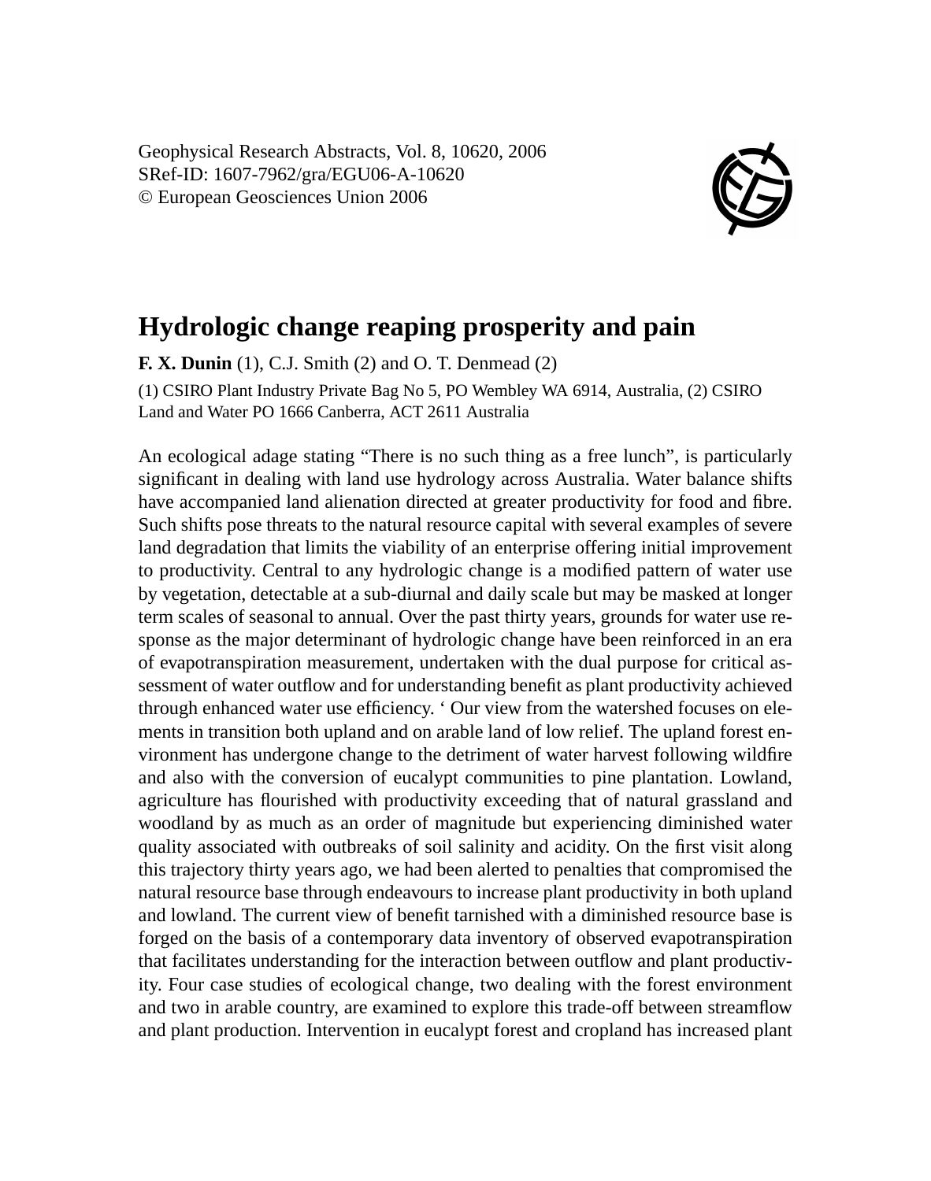Geophysical Research Abstracts, Vol. 8, 10620, 2006
SRef-ID: 1607-7962/gra/EGU06-A-10620
© European Geosciences Union 2006

# Hydrologic change reaping prosperity and pain

**F. X. Dunin** (1), C.J. Smith (2) and O. T. Denmead (2)

(1) CSIRO Plant Industry Private Bag No 5, PO Wembley WA 6914, Australia, (2) CSIRO Land and Water PO 1666 Canberra, ACT 2611 Australia

An ecological adage stating "There is no such thing as a free lunch", is particularly significant in dealing with land use hydrology across Australia. Water balance shifts have accompanied land alienation directed at greater productivity for food and fibre. Such shifts pose threats to the natural resource capital with several examples of severe land degradation that limits the viability of an enterprise offering initial improvement to productivity. Central to any hydrologic change is a modified pattern of water use by vegetation, detectable at a sub-diurnal and daily scale but may be masked at longer term scales of seasonal to annual. Over the past thirty years, grounds for water use response as the major determinant of hydrologic change have been reinforced in an era of evapotranspiration measurement, undertaken with the dual purpose for critical assessment of water outflow and for understanding benefit as plant productivity achieved through enhanced water use efficiency. ' Our view from the watershed focuses on elements in transition both upland and on arable land of low relief. The upland forest environment has undergone change to the detriment of water harvest following wildfire and also with the conversion of eucalypt communities to pine plantation. Lowland, agriculture has flourished with productivity exceeding that of natural grassland and woodland by as much as an order of magnitude but experiencing diminished water quality associated with outbreaks of soil salinity and acidity. On the first visit along this trajectory thirty years ago, we had been alerted to penalties that compromised the natural resource base through endeavours to increase plant productivity in both upland and lowland. The current view of benefit tarnished with a diminished resource base is forged on the basis of a contemporary data inventory of observed evapotranspiration that facilitates understanding for the interaction between outflow and plant productivity. Four case studies of ecological change, two dealing with the forest environment and two in arable country, are examined to explore this trade-off between streamflow and plant production. Intervention in eucalypt forest and cropland has increased plant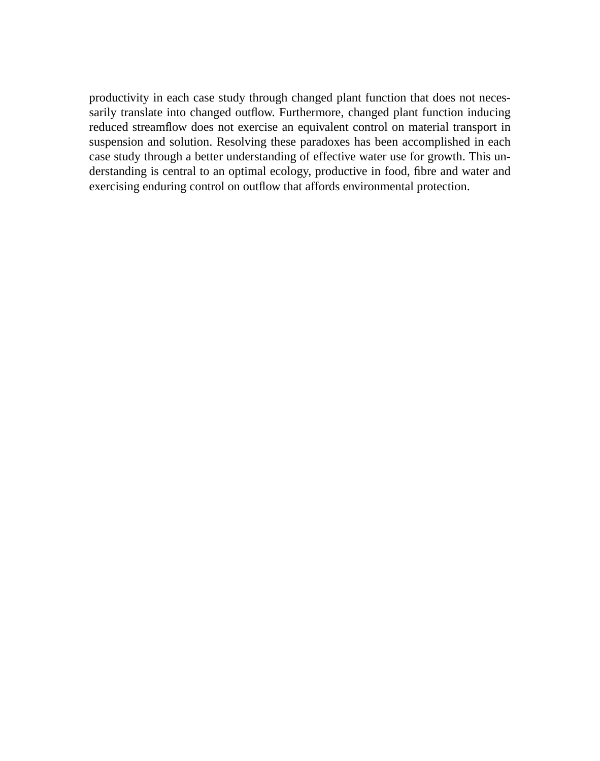productivity in each case study through changed plant function that does not necessarily translate into changed outflow. Furthermore, changed plant function inducing reduced streamflow does not exercise an equivalent control on material transport in suspension and solution. Resolving these paradoxes has been accomplished in each case study through a better understanding of effective water use for growth. This understanding is central to an optimal ecology, productive in food, fibre and water and exercising enduring control on outflow that affords environmental protection.